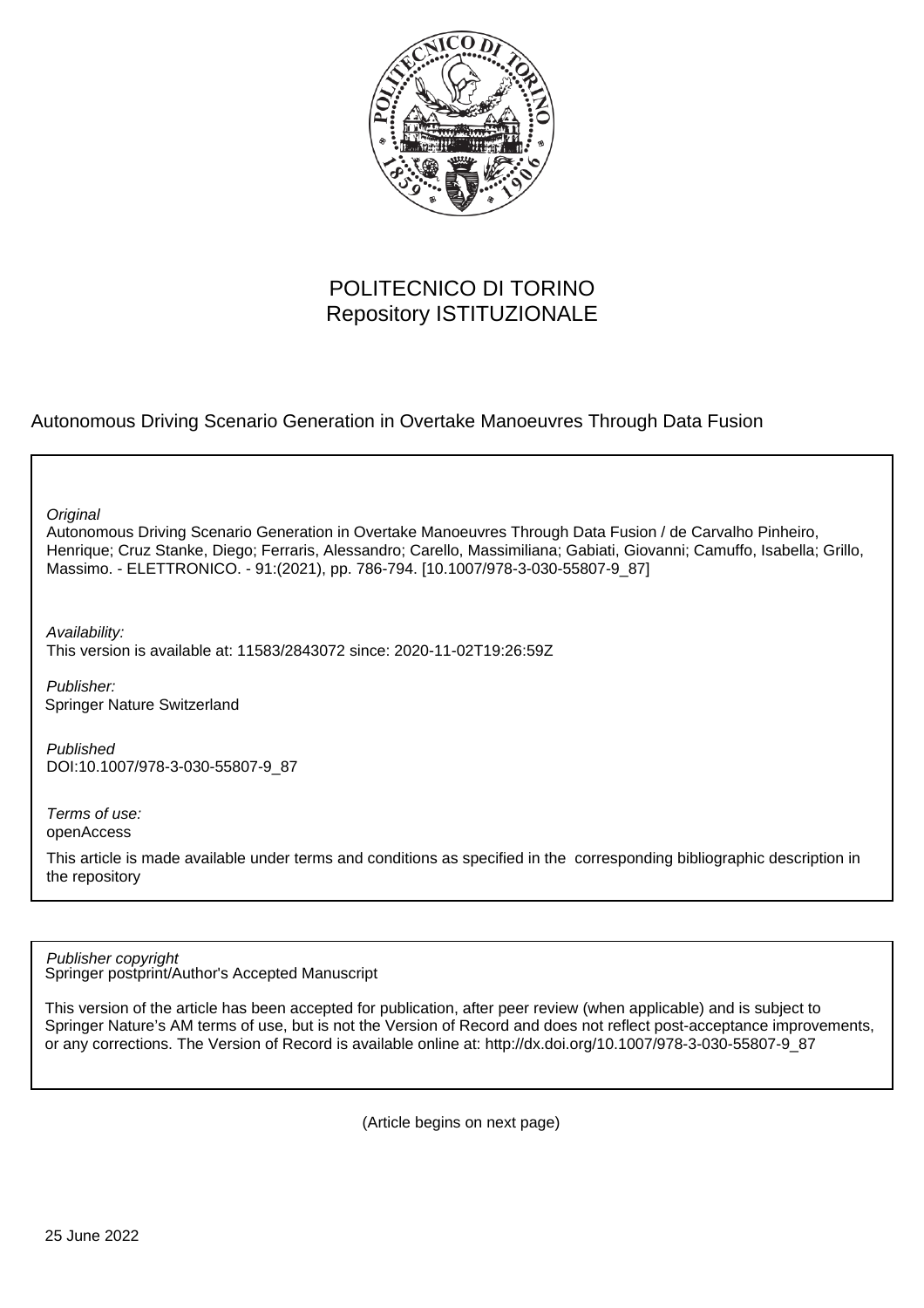POLITECNICO DI TORINO
Repository ISTITUZIONALE

Autonomous Driving Scenario Generation in Overtake Manoeuvres Through Data Fusion

*Original*
Autonomous Driving Scenario Generation in Overtake Manoeuvres Through Data Fusion / de Carvalho Pinheiro, Henrique; Cruz Stanke, Diego; Ferraris, Alessandro; Carello, Massimiliana; Gabiati, Giovanni; Camuffo, Isabella; Grillo, Massimo. - ELETTRONICO. - 91:(2021), pp. 786-794. [10.1007/978-3-030-55807-9_87]

*Availability:*
This version is available at: 11583/2843072 since: 2020-11-02T19:26:59Z

*Publisher:*
Springer Nature Switzerland

*Published*
DOI:10.1007/978-3-030-55807-9_87

*Terms of use:*
openAccess

This article is made available under terms and conditions as specified in the corresponding bibliographic description in the repository

*Publisher copyright*
Springer postprint/Author's Accepted Manuscript

This version of the article has been accepted for publication, after peer review (when applicable) and is subject to Springer Nature's AM terms of use, but is not the Version of Record and does not reflect post-acceptance improvements, or any corrections. The Version of Record is available online at: http://dx.doi.org/10.1007/978-3-030-55807-9_87

(Article begins on next page)

25 June 2022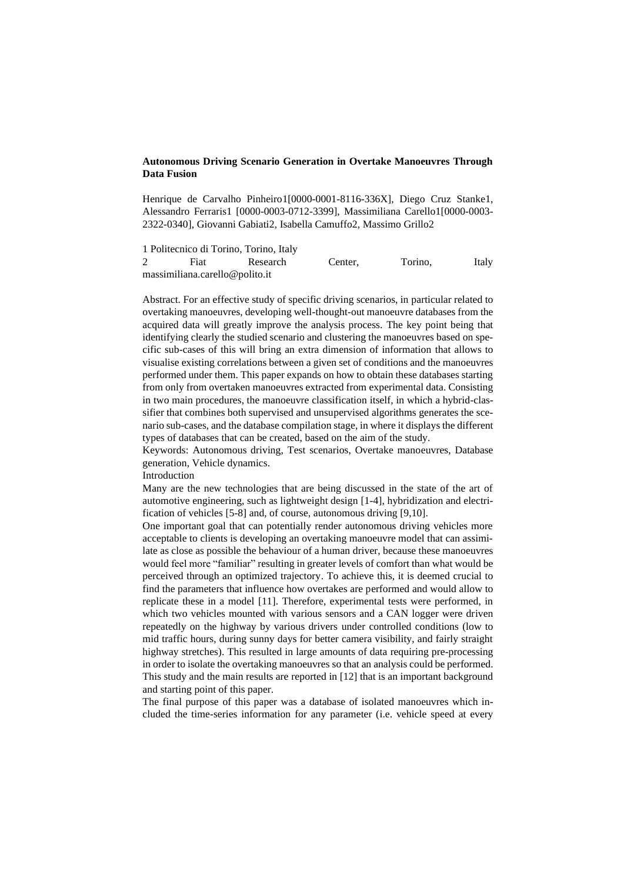**Autonomous Driving Scenario Generation in Overtake Manoeuvres Through Data Fusion**

Henrique de Carvalho Pinheiro1[0000-0001-8116-336X], Diego Cruz Stanke1, Alessandro Ferraris1 [0000-0003-0712-3399], Massimiliana Carello1[0000-0003-2322-0340], Giovanni Gabiati2, Isabella Camuffo2, Massimo Grillo2

1 Politecnico di Torino, Torino, Italy
2 Fiat Research Center, Torino, Italy
massimiliana.carello@polito.it

Abstract. For an effective study of specific driving scenarios, in particular related to overtaking manoeuvres, developing well-thought-out manoeuvre databases from the acquired data will greatly improve the analysis process. The key point being that identifying clearly the studied scenario and clustering the manoeuvres based on specific sub-cases of this will bring an extra dimension of information that allows to visualise existing correlations between a given set of conditions and the manoeuvres performed under them. This paper expands on how to obtain these databases starting from only from overtaken manoeuvres extracted from experimental data. Consisting in two main procedures, the manoeuvre classification itself, in which a hybrid-classifier that combines both supervised and unsupervised algorithms generates the scenario sub-cases, and the database compilation stage, in where it displays the different types of databases that can be created, based on the aim of the study.

Keywords: Autonomous driving, Test scenarios, Overtake manoeuvres, Database generation, Vehicle dynamics.

Introduction

Many are the new technologies that are being discussed in the state of the art of automotive engineering, such as lightweight design [1-4], hybridization and electrification of vehicles [5-8] and, of course, autonomous driving [9,10].

One important goal that can potentially render autonomous driving vehicles more acceptable to clients is developing an overtaking manoeuvre model that can assimilate as close as possible the behaviour of a human driver, because these manoeuvres would feel more "familiar" resulting in greater levels of comfort than what would be perceived through an optimized trajectory. To achieve this, it is deemed crucial to find the parameters that influence how overtakes are performed and would allow to replicate these in a model [11]. Therefore, experimental tests were performed, in which two vehicles mounted with various sensors and a CAN logger were driven repeatedly on the highway by various drivers under controlled conditions (low to mid traffic hours, during sunny days for better camera visibility, and fairly straight highway stretches). This resulted in large amounts of data requiring pre-processing in order to isolate the overtaking manoeuvres so that an analysis could be performed. This study and the main results are reported in [12] that is an important background and starting point of this paper.

The final purpose of this paper was a database of isolated manoeuvres which included the time-series information for any parameter (i.e. vehicle speed at every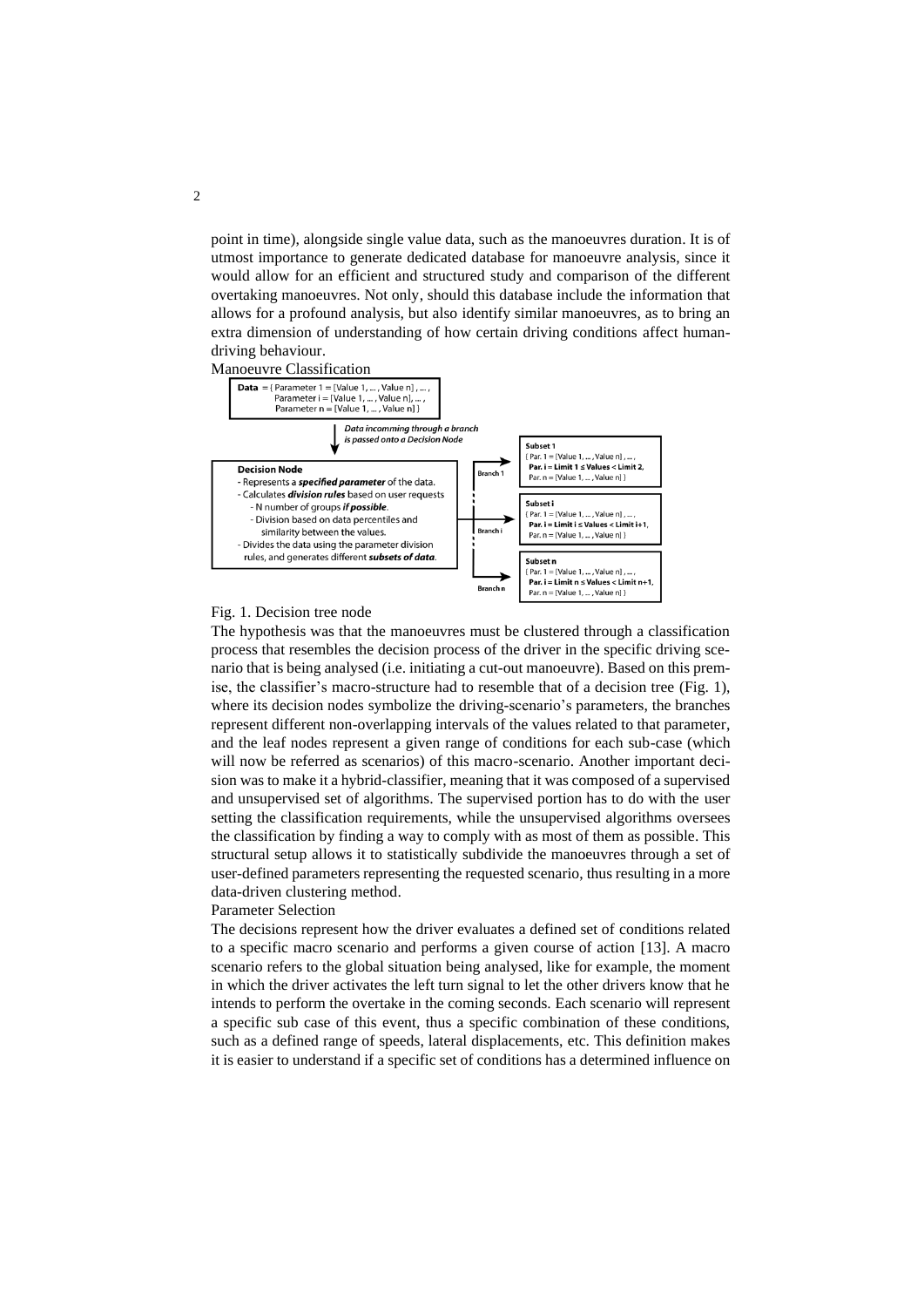point in time), alongside single value data, such as the manoeuvres duration. It is of utmost importance to generate dedicated database for manoeuvre analysis, since it would allow for an efficient and structured study and comparison of the different overtaking manoeuvres. Not only, should this database include the information that allows for a profound analysis, but also identify similar manoeuvres, as to bring an extra dimension of understanding of how certain driving conditions affect human-driving behaviour.

## Manoeuvre Classification

**Data** = { Parameter 1 = [Value 1, ... , Value n] , ... , Parameter i = [Value 1, ... , Value n], ... , Parameter **n** = [Value **1**, ... , Value **n**] }

*Data incomming through a branch is passed onto a Decision Node*

**Decision Node**
- Represents a ***specified parameter*** of the data.
- Calculates ***division rules*** based on user requests
  - N number of groups ***if possible***.
  - Division based on data percentiles and similarity between the values.
- Divides the data using the parameter division rules, and generates different ***subsets of data***.

**Branch 1** → **Subset 1** { Par. 1 = [Value 1, ... , Value n] , ... , **Par. i = Limit 1 ≤ Values < Limit 2**, Par. n = [Value 1, ... , Value n] }

**Branch i** → **Subset i** { Par. 1 = [Value 1, ... , Value n] , ... , **Par. i = Limit i ≤ Values < Limit i+1**, Par. n = [Value 1, ... , Value n] }

**Branch n** → **Subset n** { Par. 1 = [Value 1, ... , Value n] , ... , **Par. i = Limit n ≤ Values < Limit n+1**, Par. n = [Value 1, ... , Value n] }

Fig. 1. Decision tree node

The hypothesis was that the manoeuvres must be clustered through a classification process that resembles the decision process of the driver in the specific driving scenario that is being analysed (i.e. initiating a cut-out manoeuvre). Based on this premise, the classifier's macro-structure had to resemble that of a decision tree (Fig. 1), where its decision nodes symbolize the driving-scenario's parameters, the branches represent different non-overlapping intervals of the values related to that parameter, and the leaf nodes represent a given range of conditions for each sub-case (which will now be referred as scenarios) of this macro-scenario. Another important decision was to make it a hybrid-classifier, meaning that it was composed of a supervised and unsupervised set of algorithms. The supervised portion has to do with the user setting the classification requirements, while the unsupervised algorithms oversees the classification by finding a way to comply with as most of them as possible. This structural setup allows it to statistically subdivide the manoeuvres through a set of user-defined parameters representing the requested scenario, thus resulting in a more data-driven clustering method.

## Parameter Selection

The decisions represent how the driver evaluates a defined set of conditions related to a specific macro scenario and performs a given course of action [13]. A macro scenario refers to the global situation being analysed, like for example, the moment in which the driver activates the left turn signal to let the other drivers know that he intends to perform the overtake in the coming seconds. Each scenario will represent a specific sub case of this event, thus a specific combination of these conditions, such as a defined range of speeds, lateral displacements, etc. This definition makes it is easier to understand if a specific set of conditions has a determined influence on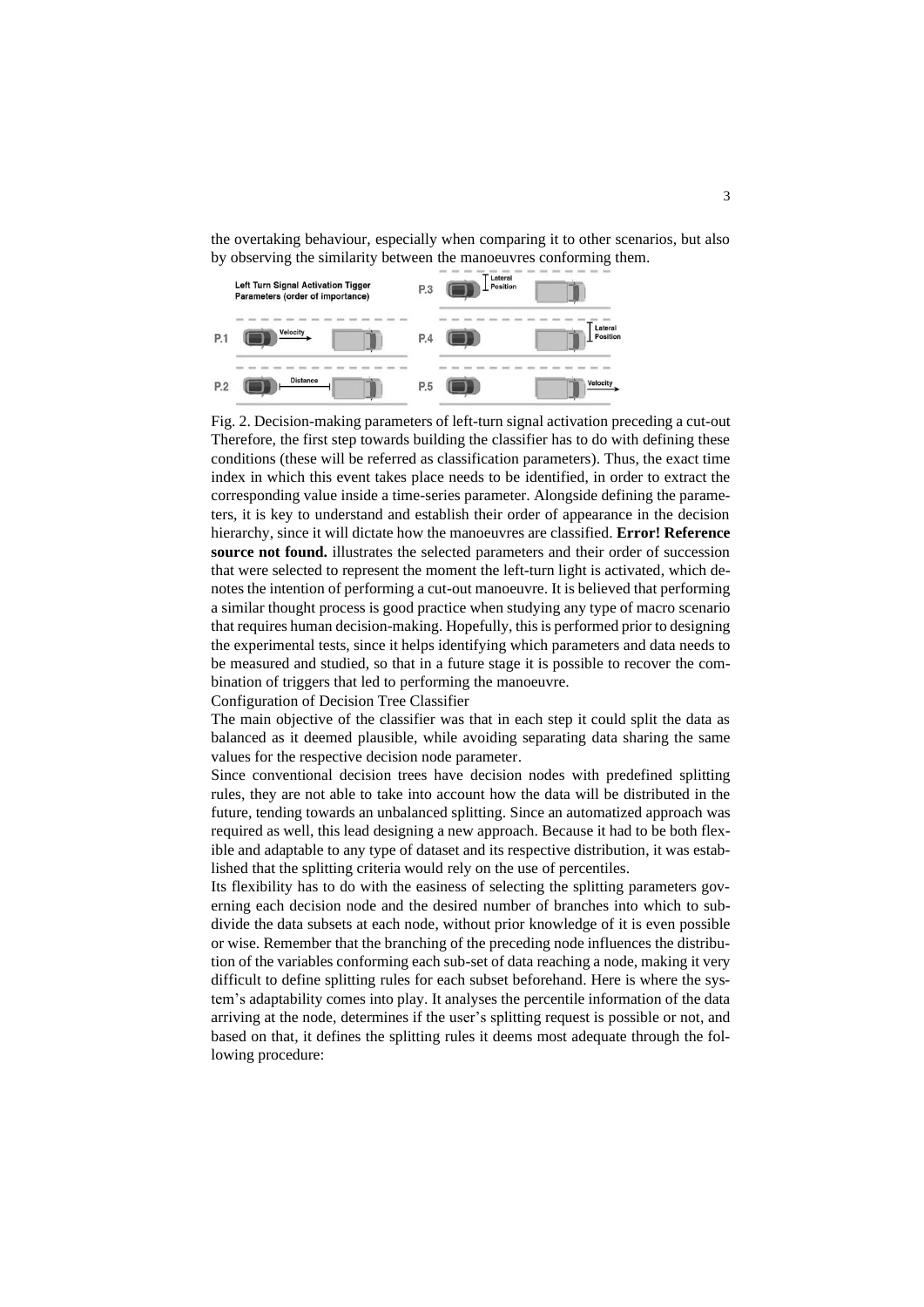the overtaking behaviour, especially when comparing it to other scenarios, but also by observing the similarity between the manoeuvres conforming them.

Fig. 2. Decision-making parameters of left-turn signal activation preceding a cut-out

Therefore, the first step towards building the classifier has to do with defining these conditions (these will be referred as classification parameters). Thus, the exact time index in which this event takes place needs to be identified, in order to extract the corresponding value inside a time-series parameter. Alongside defining the parameters, it is key to understand and establish their order of appearance in the decision hierarchy, since it will dictate how the manoeuvres are classified. **Error! Reference source not found.** illustrates the selected parameters and their order of succession that were selected to represent the moment the left-turn light is activated, which denotes the intention of performing a cut-out manoeuvre. It is believed that performing a similar thought process is good practice when studying any type of macro scenario that requires human decision-making. Hopefully, this is performed prior to designing the experimental tests, since it helps identifying which parameters and data needs to be measured and studied, so that in a future stage it is possible to recover the combination of triggers that led to performing the manoeuvre.

Configuration of Decision Tree Classifier

The main objective of the classifier was that in each step it could split the data as balanced as it deemed plausible, while avoiding separating data sharing the same values for the respective decision node parameter.

Since conventional decision trees have decision nodes with predefined splitting rules, they are not able to take into account how the data will be distributed in the future, tending towards an unbalanced splitting. Since an automatized approach was required as well, this lead designing a new approach. Because it had to be both flexible and adaptable to any type of dataset and its respective distribution, it was established that the splitting criteria would rely on the use of percentiles.

Its flexibility has to do with the easiness of selecting the splitting parameters governing each decision node and the desired number of branches into which to subdivide the data subsets at each node, without prior knowledge of it is even possible or wise. Remember that the branching of the preceding node influences the distribution of the variables conforming each sub-set of data reaching a node, making it very difficult to define splitting rules for each subset beforehand. Here is where the system's adaptability comes into play. It analyses the percentile information of the data arriving at the node, determines if the user's splitting request is possible or not, and based on that, it defines the splitting rules it deems most adequate through the following procedure: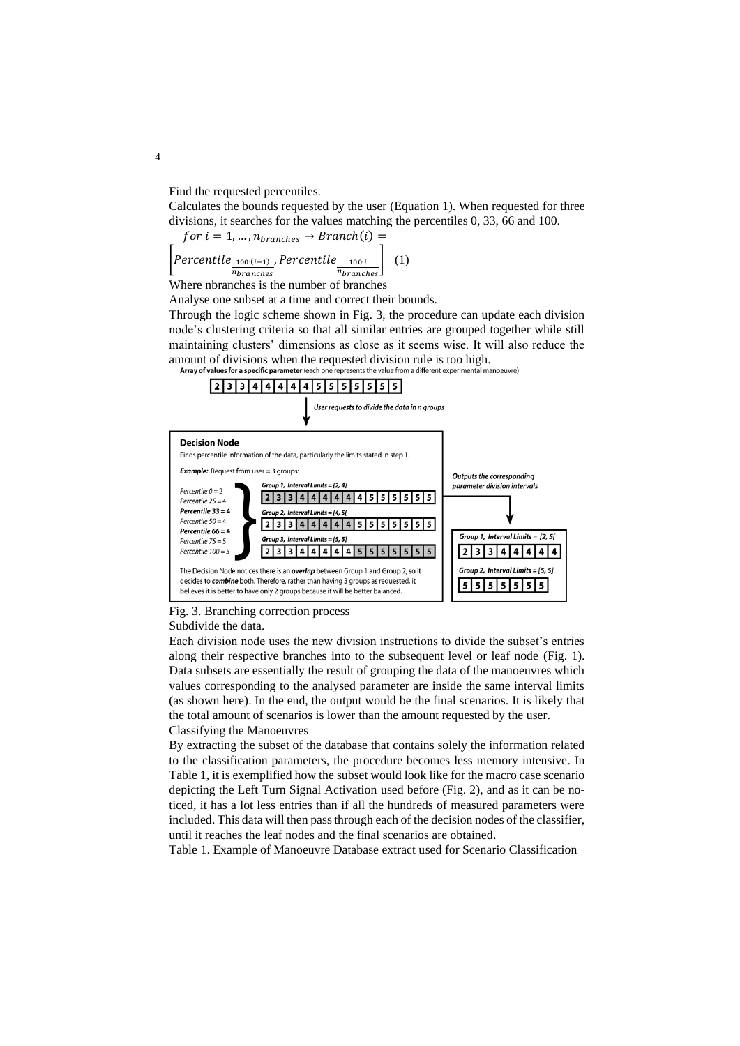Find the requested percentiles.

Calculates the bounds requested by the user (Equation 1). When requested for three divisions, it searches for the values matching the percentiles 0, 33, 66 and 100.

$$for\ i = 1, \dots, n_{branches} \rightarrow Branch(i) = \left[Percentile_{\frac{100\cdot(i-1)}{n_{branches}}}, Percentile_{\frac{100\cdot i}{n_{branches}}}\right] \quad (1)$$

Where nbranches is the number of branches

Analyse one subset at a time and correct their bounds.

Through the logic scheme shown in Fig. 3, the procedure can update each division node's clustering criteria so that all similar entries are grouped together while still maintaining clusters' dimensions as close as it seems wise. It will also reduce the amount of divisions when the requested division rule is too high.

**Array of values for a specific parameter** (each one represents the value from a different experimental manoeuvre)

| 2 | 3 | 3 | 4 | 4 | 4 | 4 | 4 | 5 | 5 | 5 | 5 | 5 | 5 | 5 |
|---|---|---|---|---|---|---|---|---|---|---|---|---|---|---|

*User requests to divide the data in n groups*

**Decision Node**

Finds percentile information of the data, particularly the limits stated in step 1.

***Example:*** Request from user = 3 groups:

*Percentile 0 = 2*
*Percentile 25 = 4*
***Percentile 33 = 4***
*Percentile 50 = 4*
***Percentile 66 = 4***
*Percentile 75 = 5*
*Percentile 100 = 5*

***Group 1, Interval Limits = [2, 4]***

| 2 | 3 | 3 | 4 | 4 | 4 | 4 | 4 | 5 | 5 | 5 | 5 | 5 | 5 | 5 |
|---|---|---|---|---|---|---|---|---|---|---|---|---|---|---|

***Group 2, Interval Limits = [4, 5[***

| 2 | 3 | 3 | 4 | 4 | 4 | 4 | 4 | 5 | 5 | 5 | 5 | 5 | 5 | 5 |
|---|---|---|---|---|---|---|---|---|---|---|---|---|---|---|

***Group 3, Interval Limits = [5, 5]***

| 2 | 3 | 3 | 4 | 4 | 4 | 4 | 4 | 5 | 5 | 5 | 5 | 5 | 5 | 5 |
|---|---|---|---|---|---|---|---|---|---|---|---|---|---|---|

The Decision Node notices there is an ***overlap*** between Group 1 and Group 2, so it decides to ***combine*** both. Therefore, rather than having 3 groups as requested, it believes it is better to have only 2 groups because it will be better balanced.

***Outputs the corresponding parameter division intervals***

***Group 1, Interval Limits = [2, 5[***

| 2 | 3 | 3 | 4 | 4 | 4 | 4 | 4 |
|---|---|---|---|---|---|---|---|

***Group 2, Interval Limits = [5, 5]***

| 5 | 5 | 5 | 5 | 5 | 5 | 5 |
|---|---|---|---|---|---|---|

Fig. 3. Branching correction process

Subdivide the data.

Each division node uses the new division instructions to divide the subset's entries along their respective branches into to the subsequent level or leaf node (Fig. 1). Data subsets are essentially the result of grouping the data of the manoeuvres which values corresponding to the analysed parameter are inside the same interval limits (as shown here). In the end, the output would be the final scenarios. It is likely that the total amount of scenarios is lower than the amount requested by the user.

Classifying the Manoeuvres

By extracting the subset of the database that contains solely the information related to the classification parameters, the procedure becomes less memory intensive. In Table 1, it is exemplified how the subset would look like for the macro case scenario depicting the Left Turn Signal Activation used before (Fig. 2), and as it can be noticed, it has a lot less entries than if all the hundreds of measured parameters were included. This data will then pass through each of the decision nodes of the classifier, until it reaches the leaf nodes and the final scenarios are obtained.

Table 1. Example of Manoeuvre Database extract used for Scenario Classification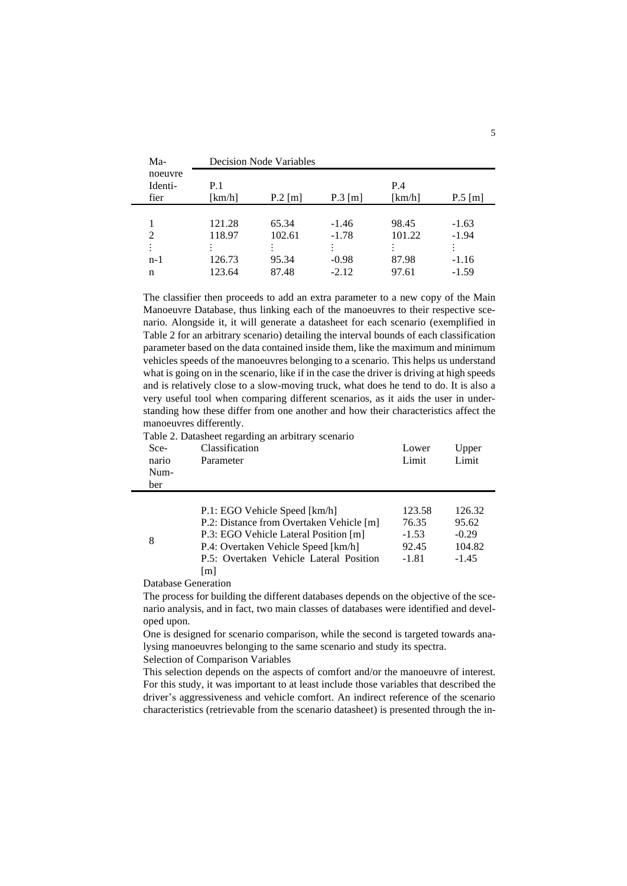| Manoeuvre Identifier | Decision Node Variables | | | | |
|---|---|---|---|---|---|
| | P.1 [km/h] | P.2 [m] | P.3 [m] | P.4 [km/h] | P.5 [m] |
| 1 | 121.28 | 65.34 | -1.46 | 98.45 | -1.63 |
| 2 | 118.97 | 102.61 | -1.78 | 101.22 | -1.94 |
| ⋮ | ⋮ | ⋮ | ⋮ | ⋮ | ⋮ |
| n-1 | 126.73 | 95.34 | -0.98 | 87.98 | -1.16 |
| n | 123.64 | 87.48 | -2.12 | 97.61 | -1.59 |

The classifier then proceeds to add an extra parameter to a new copy of the Main Manoeuvre Database, thus linking each of the manoeuvres to their respective scenario. Alongside it, it will generate a datasheet for each scenario (exemplified in Table 2 for an arbitrary scenario) detailing the interval bounds of each classification parameter based on the data contained inside them, like the maximum and minimum vehicles speeds of the manoeuvres belonging to a scenario. This helps us understand what is going on in the scenario, like if in the case the driver is driving at high speeds and is relatively close to a slow-moving truck, what does he tend to do. It is also a very useful tool when comparing different scenarios, as it aids the user in understanding how these differ from one another and how their characteristics affect the manoeuvres differently.

Table 2. Datasheet regarding an arbitrary scenario

| Scenario Number | Classification Parameter | Lower Limit | Upper Limit |
|---|---|---|---|
| 8 | P.1: EGO Vehicle Speed [km/h] | 123.58 | 126.32 |
| | P.2: Distance from Overtaken Vehicle [m] | 76.35 | 95.62 |
| | P.3: EGO Vehicle Lateral Position [m] | -1.53 | -0.29 |
| | P.4: Overtaken Vehicle Speed [km/h] | 92.45 | 104.82 |
| | P.5: Overtaken Vehicle Lateral Position [m] | -1.81 | -1.45 |

Database Generation

The process for building the different databases depends on the objective of the scenario analysis, and in fact, two main classes of databases were identified and developed upon.

One is designed for scenario comparison, while the second is targeted towards analysing manoeuvres belonging to the same scenario and study its spectra.

Selection of Comparison Variables

This selection depends on the aspects of comfort and/or the manoeuvre of interest. For this study, it was important to at least include those variables that described the driver's aggressiveness and vehicle comfort. An indirect reference of the scenario characteristics (retrievable from the scenario datasheet) is presented through the in-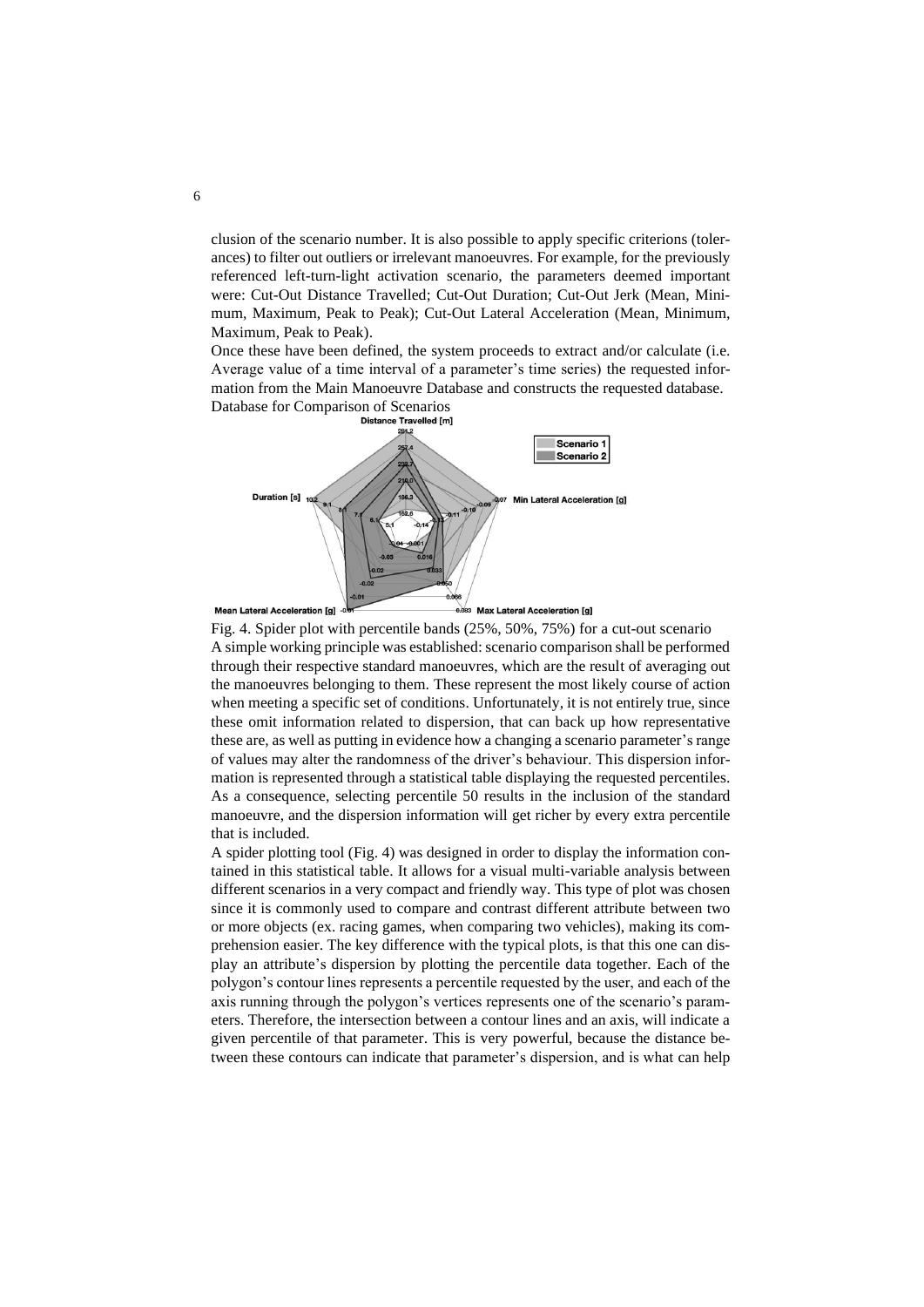clusion of the scenario number. It is also possible to apply specific criterions (tolerances) to filter out outliers or irrelevant manoeuvres. For example, for the previously referenced left-turn-light activation scenario, the parameters deemed important were: Cut-Out Distance Travelled; Cut-Out Duration; Cut-Out Jerk (Mean, Minimum, Maximum, Peak to Peak); Cut-Out Lateral Acceleration (Mean, Minimum, Maximum, Peak to Peak).

Once these have been defined, the system proceeds to extract and/or calculate (i.e. Average value of a time interval of a parameter's time series) the requested information from the Main Manoeuvre Database and constructs the requested database.

Database for Comparison of Scenarios

Fig. 4. Spider plot with percentile bands (25%, 50%, 75%) for a cut-out scenario

A simple working principle was established: scenario comparison shall be performed through their respective standard manoeuvres, which are the result of averaging out the manoeuvres belonging to them. These represent the most likely course of action when meeting a specific set of conditions. Unfortunately, it is not entirely true, since these omit information related to dispersion, that can back up how representative these are, as well as putting in evidence how a changing a scenario parameter's range of values may alter the randomness of the driver's behaviour. This dispersion information is represented through a statistical table displaying the requested percentiles. As a consequence, selecting percentile 50 results in the inclusion of the standard manoeuvre, and the dispersion information will get richer by every extra percentile that is included.

A spider plotting tool (Fig. 4) was designed in order to display the information contained in this statistical table. It allows for a visual multi-variable analysis between different scenarios in a very compact and friendly way. This type of plot was chosen since it is commonly used to compare and contrast different attribute between two or more objects (ex. racing games, when comparing two vehicles), making its comprehension easier. The key difference with the typical plots, is that this one can display an attribute's dispersion by plotting the percentile data together. Each of the polygon's contour lines represents a percentile requested by the user, and each of the axis running through the polygon's vertices represents one of the scenario's parameters. Therefore, the intersection between a contour lines and an axis, will indicate a given percentile of that parameter. This is very powerful, because the distance between these contours can indicate that parameter's dispersion, and is what can help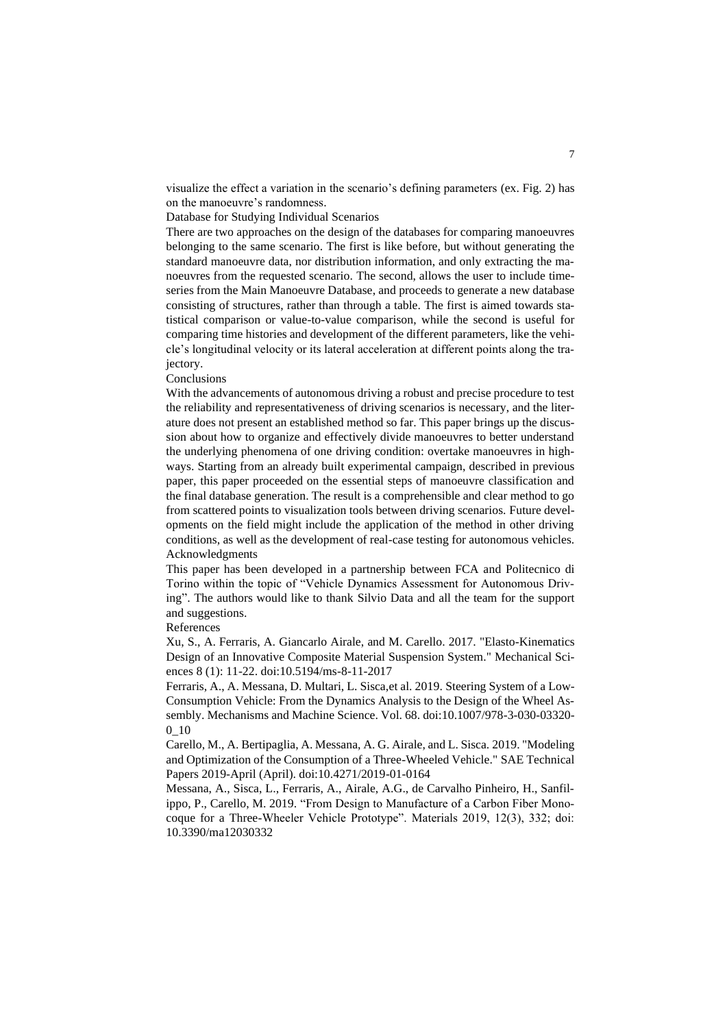visualize the effect a variation in the scenario's defining parameters (ex. Fig. 2) has on the manoeuvre's randomness.

### Database for Studying Individual Scenarios

There are two approaches on the design of the databases for comparing manoeuvres belonging to the same scenario. The first is like before, but without generating the standard manoeuvre data, nor distribution information, and only extracting the manoeuvres from the requested scenario. The second, allows the user to include time-series from the Main Manoeuvre Database, and proceeds to generate a new database consisting of structures, rather than through a table. The first is aimed towards statistical comparison or value-to-value comparison, while the second is useful for comparing time histories and development of the different parameters, like the vehicle's longitudinal velocity or its lateral acceleration at different points along the trajectory.

## Conclusions

With the advancements of autonomous driving a robust and precise procedure to test the reliability and representativeness of driving scenarios is necessary, and the literature does not present an established method so far. This paper brings up the discussion about how to organize and effectively divide manoeuvres to better understand the underlying phenomena of one driving condition: overtake manoeuvres in highways. Starting from an already built experimental campaign, described in previous paper, this paper proceeded on the essential steps of manoeuvre classification and the final database generation. The result is a comprehensible and clear method to go from scattered points to visualization tools between driving scenarios. Future developments on the field might include the application of the method in other driving conditions, as well as the development of real-case testing for autonomous vehicles.

## Acknowledgments

This paper has been developed in a partnership between FCA and Politecnico di Torino within the topic of "Vehicle Dynamics Assessment for Autonomous Driving". The authors would like to thank Silvio Data and all the team for the support and suggestions.

## References

Xu, S., A. Ferraris, A. Giancarlo Airale, and M. Carello. 2017. "Elasto-Kinematics Design of an Innovative Composite Material Suspension System." Mechanical Sciences 8 (1): 11-22. doi:10.5194/ms-8-11-2017

Ferraris, A., A. Messana, D. Multari, L. Sisca,et al. 2019. Steering System of a Low-Consumption Vehicle: From the Dynamics Analysis to the Design of the Wheel Assembly. Mechanisms and Machine Science. Vol. 68. doi:10.1007/978-3-030-03320-0_10

Carello, M., A. Bertipaglia, A. Messana, A. G. Airale, and L. Sisca. 2019. "Modeling and Optimization of the Consumption of a Three-Wheeled Vehicle." SAE Technical Papers 2019-April (April). doi:10.4271/2019-01-0164

Messana, A., Sisca, L., Ferraris, A., Airale, A.G., de Carvalho Pinheiro, H., Sanfilippo, P., Carello, M. 2019. "From Design to Manufacture of a Carbon Fiber Monocoque for a Three-Wheeler Vehicle Prototype". Materials 2019, 12(3), 332; doi: 10.3390/ma12030332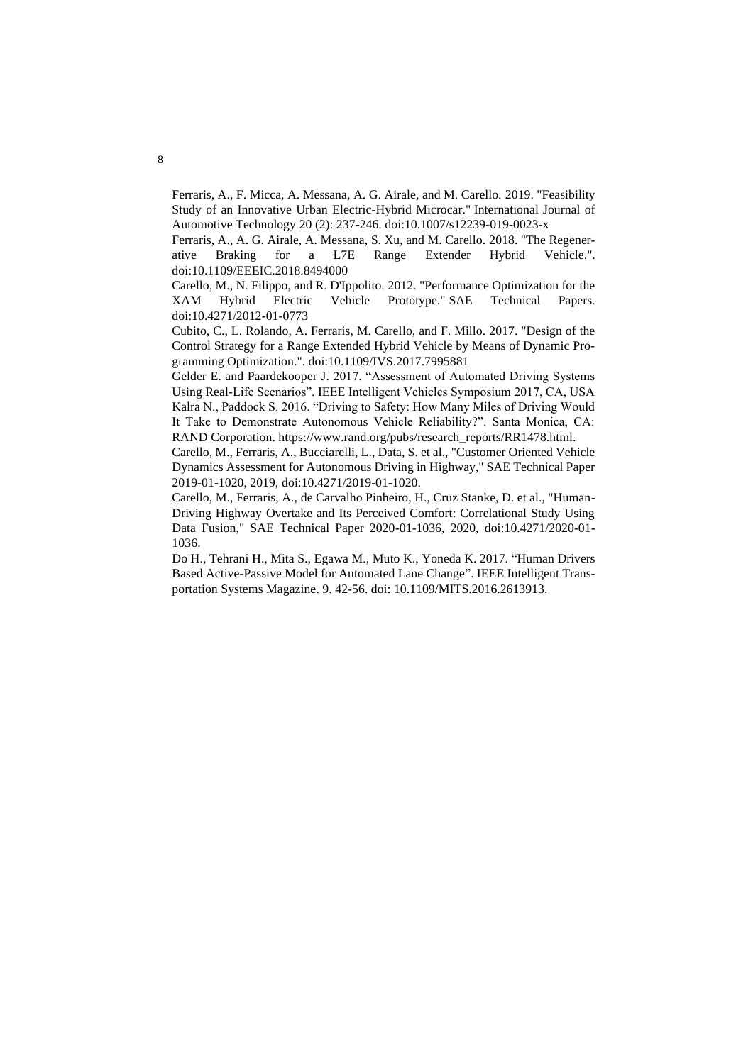Ferraris, A., F. Micca, A. Messana, A. G. Airale, and M. Carello. 2019. "Feasibility Study of an Innovative Urban Electric-Hybrid Microcar." International Journal of Automotive Technology 20 (2): 237-246. doi:10.1007/s12239-019-0023-x

Ferraris, A., A. G. Airale, A. Messana, S. Xu, and M. Carello. 2018. "The Regenerative Braking for a L7E Range Extender Hybrid Vehicle.". doi:10.1109/EEEIC.2018.8494000

Carello, M., N. Filippo, and R. D'Ippolito. 2012. "Performance Optimization for the XAM Hybrid Electric Vehicle Prototype." SAE Technical Papers. doi:10.4271/2012-01-0773

Cubito, C., L. Rolando, A. Ferraris, M. Carello, and F. Millo. 2017. "Design of the Control Strategy for a Range Extended Hybrid Vehicle by Means of Dynamic Programming Optimization.". doi:10.1109/IVS.2017.7995881

Gelder E. and Paardekooper J. 2017. "Assessment of Automated Driving Systems Using Real-Life Scenarios". IEEE Intelligent Vehicles Symposium 2017, CA, USA

Kalra N., Paddock S. 2016. "Driving to Safety: How Many Miles of Driving Would It Take to Demonstrate Autonomous Vehicle Reliability?". Santa Monica, CA: RAND Corporation. https://www.rand.org/pubs/research_reports/RR1478.html.

Carello, M., Ferraris, A., Bucciarelli, L., Data, S. et al., "Customer Oriented Vehicle Dynamics Assessment for Autonomous Driving in Highway," SAE Technical Paper 2019-01-1020, 2019, doi:10.4271/2019-01-1020.

Carello, M., Ferraris, A., de Carvalho Pinheiro, H., Cruz Stanke, D. et al., "Human-Driving Highway Overtake and Its Perceived Comfort: Correlational Study Using Data Fusion," SAE Technical Paper 2020-01-1036, 2020, doi:10.4271/2020-01-1036.

Do H., Tehrani H., Mita S., Egawa M., Muto K., Yoneda K. 2017. "Human Drivers Based Active-Passive Model for Automated Lane Change". IEEE Intelligent Transportation Systems Magazine. 9. 42-56. doi: 10.1109/MITS.2016.2613913.